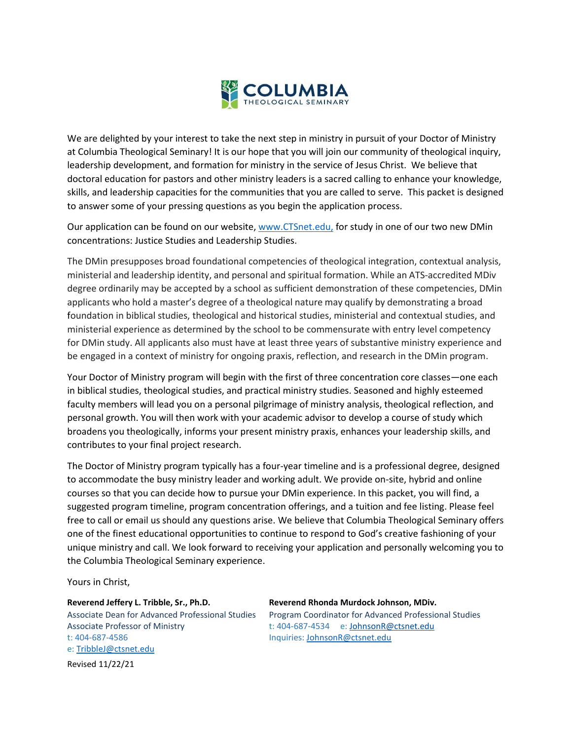# COLUMBIA
THEOLOGICAL SEMINARY

We are delighted by your interest to take the next step in ministry in pursuit of your Doctor of Ministry at Columbia Theological Seminary! It is our hope that you will join our community of theological inquiry, leadership development, and formation for ministry in the service of Jesus Christ. We believe that doctoral education for pastors and other ministry leaders is a sacred calling to enhance your knowledge, skills, and leadership capacities for the communities that you are called to serve. This packet is designed to answer some of your pressing questions as you begin the application process.

Our application can be found on our website, [www.CTSnet.edu,](http://www.CTSnet.edu) for study in one of our two new DMin concentrations: Justice Studies and Leadership Studies.

The DMin presupposes broad foundational competencies of theological integration, contextual analysis, ministerial and leadership identity, and personal and spiritual formation. While an ATS-accredited MDiv degree ordinarily may be accepted by a school as sufficient demonstration of these competencies, DMin applicants who hold a master's degree of a theological nature may qualify by demonstrating a broad foundation in biblical studies, theological and historical studies, ministerial and contextual studies, and ministerial experience as determined by the school to be commensurate with entry level competency for DMin study. All applicants also must have at least three years of substantive ministry experience and be engaged in a context of ministry for ongoing praxis, reflection, and research in the DMin program.

Your Doctor of Ministry program will begin with the first of three concentration core classes—one each in biblical studies, theological studies, and practical ministry studies. Seasoned and highly esteemed faculty members will lead you on a personal pilgrimage of ministry analysis, theological reflection, and personal growth. You will then work with your academic advisor to develop a course of study which broadens you theologically, informs your present ministry praxis, enhances your leadership skills, and contributes to your final project research.

The Doctor of Ministry program typically has a four-year timeline and is a professional degree, designed to accommodate the busy ministry leader and working adult. We provide on-site, hybrid and online courses so that you can decide how to pursue your DMin experience. In this packet, you will find, a suggested program timeline, program concentration offerings, and a tuition and fee listing. Please feel free to call or email us should any questions arise. We believe that Columbia Theological Seminary offers one of the finest educational opportunities to continue to respond to God's creative fashioning of your unique ministry and call. We look forward to receiving your application and personally welcoming you to the Columbia Theological Seminary experience.

Yours in Christ,

**Reverend Jeffery L. Tribble, Sr., Ph.D.**
Associate Dean for Advanced Professional Studies
Associate Professor of Ministry
t: 404-687-4586
e: [TribbleJ@ctsnet.edu](mailto:TribbleJ@ctsnet.edu)

**Reverend Rhonda Murdock Johnson, MDiv.**
Program Coordinator for Advanced Professional Studies
t: 404-687-4534 e: [JohnsonR@ctsnet.edu](mailto:JohnsonR@ctsnet.edu)
Inquiries: [JohnsonR@ctsnet.edu](mailto:JohnsonR@ctsnet.edu)

Revised 11/22/21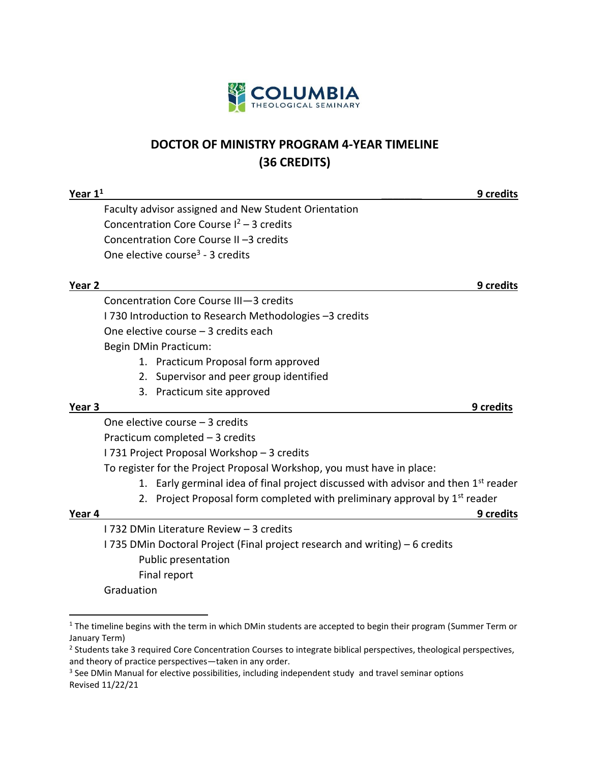COLUMBIA
THEOLOGICAL SEMINARY

# DOCTOR OF MINISTRY PROGRAM 4-YEAR TIMELINE (36 CREDITS)

**Year 1[1]** — **9 credits**

- Faculty advisor assigned and New Student Orientation
- Concentration Core Course I[2] – 3 credits
- Concentration Core Course II –3 credits
- One elective course[3] - 3 credits

**Year 2** — **9 credits**

- Concentration Core Course III—3 credits
- I 730 Introduction to Research Methodologies –3 credits
- One elective course – 3 credits each
- Begin DMin Practicum:
    1. Practicum Proposal form approved
    2. Supervisor and peer group identified
    3. Practicum site approved

**Year 3** — **9 credits**

- One elective course – 3 credits
- Practicum completed – 3 credits
- I 731 Project Proposal Workshop – 3 credits
- To register for the Project Proposal Workshop, you must have in place:
    1. Early germinal idea of final project discussed with advisor and then 1st reader
    2. Project Proposal form completed with preliminary approval by 1st reader

**Year 4** — **9 credits**

- I 732 DMin Literature Review – 3 credits
- I 735 DMin Doctoral Project (Final project research and writing) – 6 credits
    - Public presentation
    - Final report
- Graduation

---

[1] The timeline begins with the term in which DMin students are accepted to begin their program (Summer Term or January Term)

[2] Students take 3 required Core Concentration Courses to integrate biblical perspectives, theological perspectives, and theory of practice perspectives—taken in any order.

[3] See DMin Manual for elective possibilities, including independent study and travel seminar options

Revised 11/22/21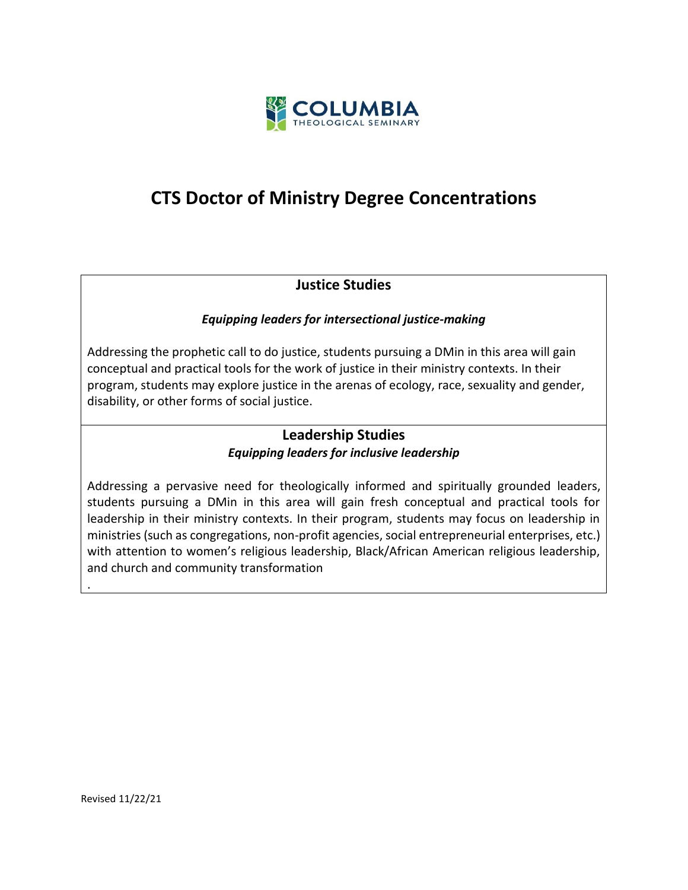# CTS Doctor of Ministry Degree Concentrations

## Justice Studies

***Equipping leaders for intersectional justice-making***

Addressing the prophetic call to do justice, students pursuing a DMin in this area will gain conceptual and practical tools for the work of justice in their ministry contexts. In their program, students may explore justice in the arenas of ecology, race, sexuality and gender, disability, or other forms of social justice.

## Leadership Studies

***Equipping leaders for inclusive leadership***

Addressing a pervasive need for theologically informed and spiritually grounded leaders, students pursuing a DMin in this area will gain fresh conceptual and practical tools for leadership in their ministry contexts. In their program, students may focus on leadership in ministries (such as congregations, non-profit agencies, social entrepreneurial enterprises, etc.) with attention to women's religious leadership, Black/African American religious leadership, and church and community transformation

.

Revised 11/22/21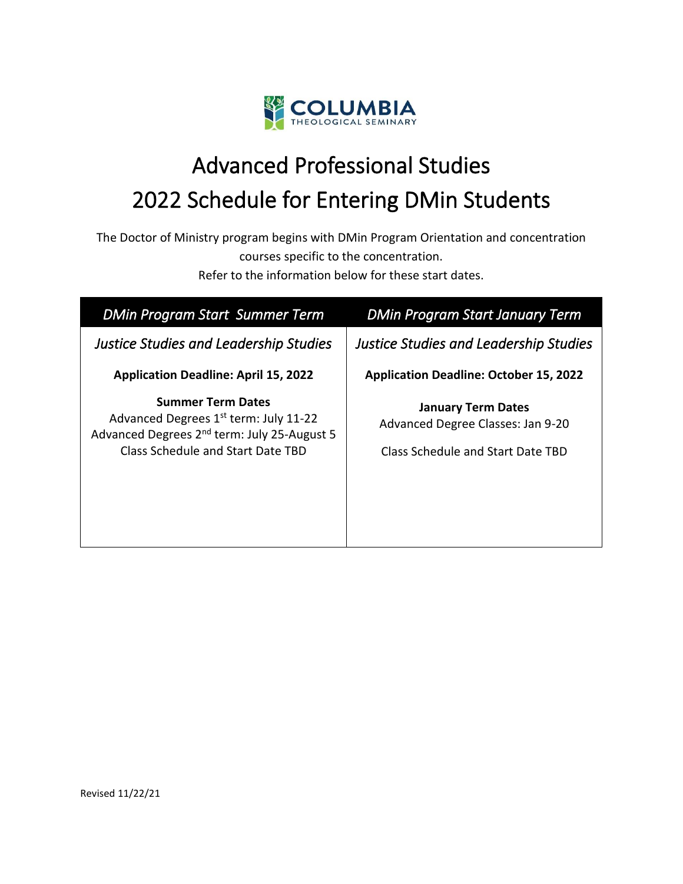# Advanced Professional Studies
# 2022 Schedule for Entering DMin Students

The Doctor of Ministry program begins with DMin Program Orientation and concentration courses specific to the concentration.
Refer to the information below for these start dates.

| *DMin Program Start Summer Term* | *DMin Program Start January Term* |
|---|---|
| *Justice Studies and Leadership Studies* | *Justice Studies and Leadership Studies* |
| **Application Deadline: April 15, 2022**<br><br>**Summer Term Dates**<br>Advanced Degrees 1st term: July 11-22<br>Advanced Degrees 2nd term: July 25-August 5<br>Class Schedule and Start Date TBD | **Application Deadline: October 15, 2022**<br><br>**January Term Dates**<br>Advanced Degree Classes: Jan 9-20<br><br>Class Schedule and Start Date TBD |

Revised 11/22/21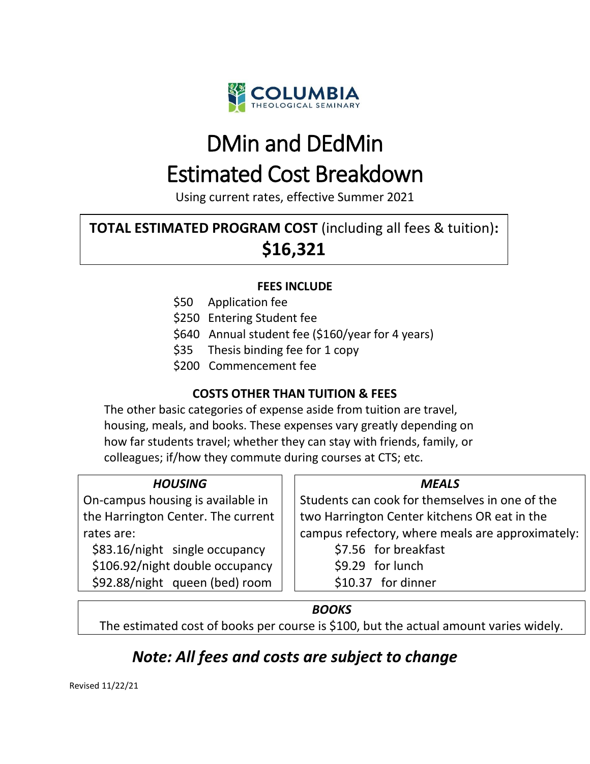COLUMBIA
THEOLOGICAL SEMINARY

# DMin and DEdMin
# Estimated Cost Breakdown

Using current rates, effective Summer 2021

**TOTAL ESTIMATED PROGRAM COST** (including all fees & tuition)**:**

**$16,321**

### FEES INCLUDE

- $50 Application fee
- $250 Entering Student fee
- $640 Annual student fee ($160/year for 4 years)
- $35 Thesis binding fee for 1 copy
- $200 Commencement fee

### COSTS OTHER THAN TUITION & FEES

The other basic categories of expense aside from tuition are travel, housing, meals, and books. These expenses vary greatly depending on how far students travel; whether they can stay with friends, family, or colleagues; if/how they commute during courses at CTS; etc.

### *HOUSING*

On-campus housing is available in the Harrington Center. The current rates are:

- $83.16/night single occupancy
- $106.92/night double occupancy
- $92.88/night queen (bed) room

### *MEALS*

Students can cook for themselves in one of the two Harrington Center kitchens OR eat in the campus refectory, where meals are approximately:

- $7.56 for breakfast
- $9.29 for lunch
- $10.37 for dinner

### *BOOKS*

The estimated cost of books per course is $100, but the actual amount varies widely.

## *Note: All fees and costs are subject to change*

Revised 11/22/21